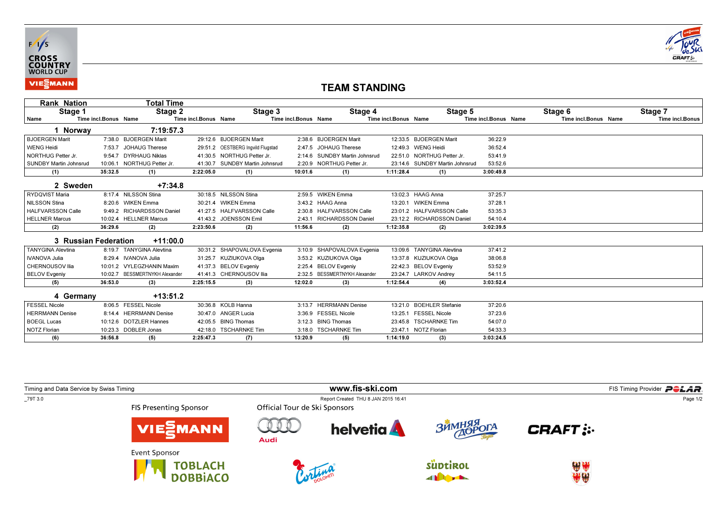FIS CROSS COUNTRY WORLD CUP

# TEAM STANDING

| Rank Nation | | Total Time | | | | | | | | | | | |
|---|---|---|---|---|---|---|---|---|---|---|---|---|---|
| Stage 1 | | Stage 2 | | Stage 3 | | Stage 4 | | Stage 5 | | Stage 6 | | Stage 7 | |
| Name | Time incl.Bonus | Name | Time incl.Bonus | Name | Time incl.Bonus | Name | Time incl.Bonus | Name | Time incl.Bonus | Name | Time incl.Bonus | Name | Time incl.Bonus |
| **1 Norway** | | **7:19:57.3** | | | | | | | | | | | |
| BJOERGEN Marit | 7:38.0 | BJOERGEN Marit | 29:12.6 | BJOERGEN Marit | 2:38.6 | BJOERGEN Marit | 12:33.5 | BJOERGEN Marit | 36:22.9 | | | | |
| WENG Heidi | 7:53.7 | JOHAUG Therese | 29:51.2 | OESTBERG Ingvild Flugstad | 2:47.5 | JOHAUG Therese | 12:49.3 | WENG Heidi | 36:52.4 | | | | |
| NORTHUG Petter Jr. | 9:54.7 | DYRHAUG Niklas | 41:30.5 | NORTHUG Petter Jr. | 2:14.6 | SUNDBY Martin Johnsrud | 22:51.0 | NORTHUG Petter Jr. | 53:41.9 | | | | |
| SUNDBY Martin Johnsrud | 10:06.1 | NORTHUG Petter Jr. | 41:30.7 | SUNDBY Martin Johnsrud | 2:20.9 | NORTHUG Petter Jr. | 23:14.6 | SUNDBY Martin Johnsrud | 53:52.6 | | | | |
| **(1)** | **35:32.5** | **(1)** | **2:22:05.0** | **(1)** | **10:01.6** | **(1)** | **1:11:28.4** | **(1)** | **3:00:49.8** | | | | |
| **2 Sweden** | | **+7:34.8** | | | | | | | | | | | |
| RYDQVIST Maria | 8:17.4 | NILSSON Stina | 30:18.5 | NILSSON Stina | 2:59.5 | WIKEN Emma | 13:02.3 | HAAG Anna | 37:25.7 | | | | |
| NILSSON Stina | 8:20.6 | WIKEN Emma | 30:21.4 | WIKEN Emma | 3:43.2 | HAAG Anna | 13:20.1 | WIKEN Emma | 37:28.1 | | | | |
| HALFVARSSON Calle | 9:49.2 | RICHARDSSON Daniel | 41:27.5 | HALFVARSSON Calle | 2:30.8 | HALFVARSSON Calle | 23:01.2 | HALFVARSSON Calle | 53:35.3 | | | | |
| HELLNER Marcus | 10:02.4 | HELLNER Marcus | 41:43.2 | JOENSSON Emil | 2:43.1 | RICHARDSSON Daniel | 23:12.2 | RICHARDSSON Daniel | 54:10.4 | | | | |
| **(2)** | **36:29.6** | **(2)** | **2:23:50.6** | **(2)** | **11:56.6** | **(2)** | **1:12:35.8** | **(2)** | **3:02:39.5** | | | | |
| **3 Russian Federation** | | **+11:00.0** | | | | | | | | | | | |
| TANYGINA Alevtina | 8:19.7 | TANYGINA Alevtina | 30:31.2 | SHAPOVALOVA Evgenia | 3:10.9 | SHAPOVALOVA Evgenia | 13:09.6 | TANYGINA Alevtina | 37:41.2 | | | | |
| IVANOVA Julia | 8:29.4 | IVANOVA Julia | 31:25.7 | KUZIUKOVA Olga | 3:53.2 | KUZIUKOVA Olga | 13:37.8 | KUZIUKOVA Olga | 38:06.8 | | | | |
| CHERNOUSOV Ilia | 10:01.2 | VYLEGZHANIN Maxim | 41:37.3 | BELOV Evgeniy | 2:25.4 | BELOV Evgeniy | 22:42.3 | BELOV Evgeniy | 53:52.9 | | | | |
| BELOV Evgeniy | 10:02.7 | BESSMERTNYKH Alexander | 41:41.3 | CHERNOUSOV Ilia | 2:32.5 | BESSMERTNYKH Alexander | 23:24.7 | LARKOV Andrey | 54:11.5 | | | | |
| **(5)** | **36:53.0** | **(3)** | **2:25:15.5** | **(3)** | **12:02.0** | **(3)** | **1:12:54.4** | **(4)** | **3:03:52.4** | | | | |
| **4 Germany** | | **+13:51.2** | | | | | | | | | | | |
| FESSEL Nicole | 8:06.5 | FESSEL Nicole | 30:36.8 | KOLB Hanna | 3:13.7 | HERRMANN Denise | 13:21.0 | BOEHLER Stefanie | 37:20.6 | | | | |
| HERRMANN Denise | 8:14.4 | HERRMANN Denise | 30:47.0 | ANGER Lucia | 3:36.9 | FESSEL Nicole | 13:25.1 | FESSEL Nicole | 37:23.6 | | | | |
| BOEGL Lucas | 10:12.6 | DOTZLER Hannes | 42:05.5 | BING Thomas | 3:12.3 | BING Thomas | 23:45.8 | TSCHARNKE Tim | 54:07.0 | | | | |
| NOTZ Florian | 10:23.3 | DOBLER Jonas | 42:18.0 | TSCHARNKE Tim | 3:18.0 | TSCHARNKE Tim | 23:47.1 | NOTZ Florian | 54:33.3 | | | | |
| **(6)** | **36:56.8** | **(5)** | **2:25:47.3** | **(7)** | **13:20.9** | **(5)** | **1:14:19.0** | **(3)** | **3:03:24.5** | | | | |

Timing and Data Service by Swiss Timing — www.fis-ski.com — FIS Timing Provider POLAR

_79T 3.0 — Report Created THU 8 JAN 2015 16:41

FIS Presenting Sponsor: VIESSMANN

Official Tour de Ski Sponsors: Audi, helvetia, Зимняя Дорога, CRAFT

Event Sponsor: TOBLACH DOBBIACO, Cortina Dolomiti, Südtirol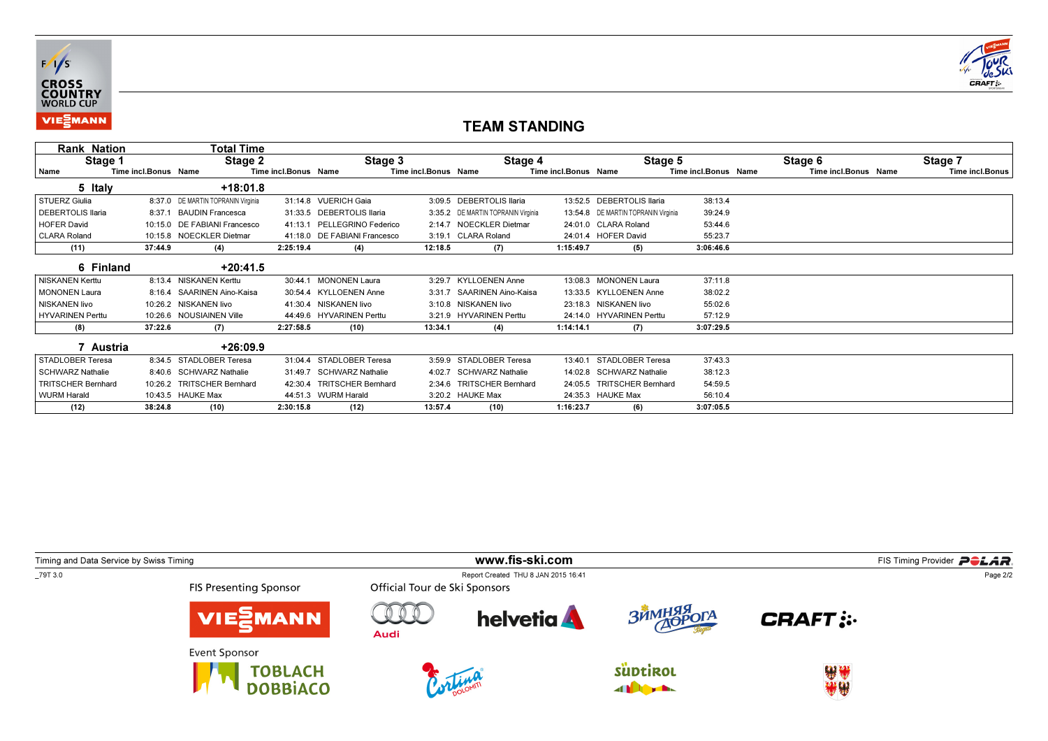# TEAM STANDING

| Rank Nation | | Total Time | | | | | | | | | | | |
|---|---|---|---|---|---|---|---|---|---|---|---|---|---|
| Stage 1 | | Stage 2 | | Stage 3 | | Stage 4 | | Stage 5 | | Stage 6 | | Stage 7 | |
| Name | Time incl.Bonus | Name | Time incl.Bonus | Name | Time incl.Bonus | Name | Time incl.Bonus | Name | Time incl.Bonus | Name | Time incl.Bonus | Name | Time incl.Bonus |
| **5 Italy** | | **+18:01.8** | | | | | | | | | | | |
| STUERZ Giulia | 8:37.0 | DE MARTIN TOPRANIN Virginia | 31:14.8 | VUERICH Gaia | 3:09.5 | DEBERTOLIS Ilaria | 13:52.5 | DEBERTOLIS Ilaria | 38:13.4 | | | | |
| DEBERTOLIS Ilaria | 8:37.1 | BAUDIN Francesca | 31:33.5 | DEBERTOLIS Ilaria | 3:35.2 | DE MARTIN TOPRANIN Virginia | 13:54.8 | DE MARTIN TOPRANIN Virginia | 39:24.9 | | | | |
| HOFER David | 10:15.0 | DE FABIANI Francesco | 41:13.1 | PELLEGRINO Federico | 2:14.7 | NOECKLER Dietmar | 24:01.0 | CLARA Roland | 53:44.6 | | | | |
| CLARA Roland | 10:15.8 | NOECKLER Dietmar | 41:18.0 | DE FABIANI Francesco | 3:19.1 | CLARA Roland | 24:01.4 | HOFER David | 55:23.7 | | | | |
| **(11)** | **37:44.9** | **(4)** | **2:25:19.4** | **(4)** | **12:18.5** | **(7)** | **1:15:49.7** | **(5)** | **3:06:46.6** | | | | |
| **6 Finland** | | **+20:41.5** | | | | | | | | | | | |
| NISKANEN Kerttu | 8:13.4 | NISKANEN Kerttu | 30:44.1 | MONONEN Laura | 3:29.7 | KYLLOENEN Anne | 13:08.3 | MONONEN Laura | 37:11.8 | | | | |
| MONONEN Laura | 8:16.4 | SAARINEN Aino-Kaisa | 30:54.4 | KYLLOENEN Anne | 3:31.7 | SAARINEN Aino-Kaisa | 13:33.5 | KYLLOENEN Anne | 38:02.2 | | | | |
| NISKANEN Iivo | 10:26.2 | NISKANEN Iivo | 41:30.4 | NISKANEN Iivo | 3:10.8 | NISKANEN Iivo | 23:18.3 | NISKANEN Iivo | 55:02.6 | | | | |
| HYVARINEN Perttu | 10:26.6 | NOUSIAINEN Ville | 44:49.6 | HYVARINEN Perttu | 3:21.9 | HYVARINEN Perttu | 24:14.0 | HYVARINEN Perttu | 57:12.9 | | | | |
| **(8)** | **37:22.6** | **(7)** | **2:27:58.5** | **(10)** | **13:34.1** | **(4)** | **1:14:14.1** | **(7)** | **3:07:29.5** | | | | |
| **7 Austria** | | **+26:09.9** | | | | | | | | | | | |
| STADLOBER Teresa | 8:34.5 | STADLOBER Teresa | 31:04.4 | STADLOBER Teresa | 3:59.9 | STADLOBER Teresa | 13:40.1 | STADLOBER Teresa | 37:43.3 | | | | |
| SCHWARZ Nathalie | 8:40.6 | SCHWARZ Nathalie | 31:49.7 | SCHWARZ Nathalie | 4:02.7 | SCHWARZ Nathalie | 14:02.8 | SCHWARZ Nathalie | 38:12.3 | | | | |
| TRITSCHER Bernhard | 10:26.2 | TRITSCHER Bernhard | 42:30.4 | TRITSCHER Bernhard | 2:34.6 | TRITSCHER Bernhard | 24:05.5 | TRITSCHER Bernhard | 54:59.5 | | | | |
| WURM Harald | 10:43.5 | HAUKE Max | 44:51.3 | WURM Harald | 3:20.2 | HAUKE Max | 24:35.3 | HAUKE Max | 56:10.4 | | | | |
| **(12)** | **38:24.8** | **(10)** | **2:30:15.8** | **(12)** | **13:57.4** | **(10)** | **1:16:23.7** | **(6)** | **3:07:05.5** | | | | |

Timing and Data Service by Swiss Timing

www.fis-ski.com

FIS Timing Provider POLAR

_79T 3.0

Report Created THU 8 JAN 2015 16:41

FIS Presenting Sponsor

Official Tour de Ski Sponsors

Event Sponsor